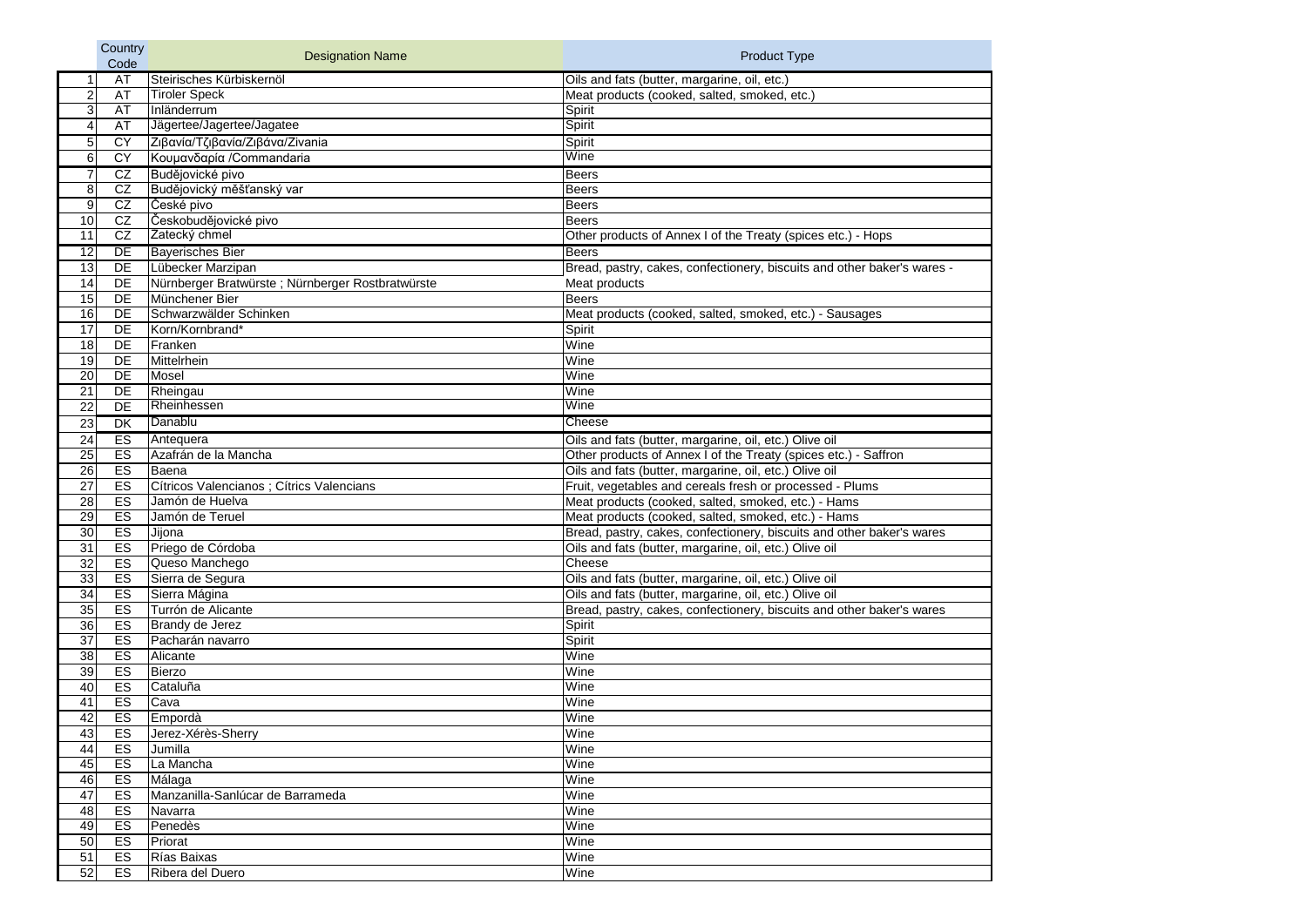| | Country Code | Designation Name | Product Type |
|---|---|---|---|
| 1 | AT | Steirisches Kürbiskernöl | Oils and fats (butter, margarine, oil, etc.) |
| 2 | AT | Tiroler Speck | Meat products (cooked, salted, smoked, etc.) |
| 3 | AT | Inländerrum | Spirit |
| 4 | AT | Jägertee/Jagertee/Jagatee | Spirit |
| 5 | CY | Ζιβανία/Τζιβανία/Ζιβάνα/Zivania | Spirit |
| 6 | CY | Κουμανδαρία /Commandaria | Wine |
| 7 | CZ | Budějovické pivo | Beers |
| 8 | CZ | Budějovický měšťanský var | Beers |
| 9 | CZ | České pivo | Beers |
| 10 | CZ | Českobudějovické pivo | Beers |
| 11 | CZ | Žatecký chmel | Other products of Annex I of the Treaty (spices etc.) - Hops |
| 12 | DE | Bayerisches Bier | Beers |
| 13 | DE | Lübecker Marzipan | Bread, pastry, cakes, confectionery, biscuits and other baker's wares - |
| 14 | DE | Nürnberger Bratwürste ; Nürnberger Rostbratwürste | Meat products |
| 15 | DE | Münchener Bier | Beers |
| 16 | DE | Schwarzwälder Schinken | Meat products (cooked, salted, smoked, etc.) - Sausages |
| 17 | DE | Korn/Kornbrand* | Spirit |
| 18 | DE | Franken | Wine |
| 19 | DE | Mittelrhein | Wine |
| 20 | DE | Mosel | Wine |
| 21 | DE | Rheingau | Wine |
| 22 | DE | Rheinhessen | Wine |
| 23 | DK | Danablu | Cheese |
| 24 | ES | Antequera | Oils and fats (butter, margarine, oil, etc.) Olive oil |
| 25 | ES | Azafrán de la Mancha | Other products of Annex I of the Treaty (spices etc.) - Saffron |
| 26 | ES | Baena | Oils and fats (butter, margarine, oil, etc.) Olive oil |
| 27 | ES | Cítricos Valencianos ; Cítrics Valencians | Fruit, vegetables and cereals fresh or processed - Plums |
| 28 | ES | Jamón de Huelva | Meat products (cooked, salted, smoked, etc.) - Hams |
| 29 | ES | Jamón de Teruel | Meat products (cooked, salted, smoked, etc.) - Hams |
| 30 | ES | Jijona | Bread, pastry, cakes, confectionery, biscuits and other baker's wares |
| 31 | ES | Priego de Córdoba | Oils and fats (butter, margarine, oil, etc.) Olive oil |
| 32 | ES | Queso Manchego | Cheese |
| 33 | ES | Sierra de Segura | Oils and fats (butter, margarine, oil, etc.) Olive oil |
| 34 | ES | Sierra Mágina | Oils and fats (butter, margarine, oil, etc.) Olive oil |
| 35 | ES | Turrón de Alicante | Bread, pastry, cakes, confectionery, biscuits and other baker's wares |
| 36 | ES | Brandy de Jerez | Spirit |
| 37 | ES | Pacharán navarro | Spirit |
| 38 | ES | Alicante | Wine |
| 39 | ES | Bierzo | Wine |
| 40 | ES | Cataluña | Wine |
| 41 | ES | Cava | Wine |
| 42 | ES | Empordà | Wine |
| 43 | ES | Jerez-Xérès-Sherry | Wine |
| 44 | ES | Jumilla | Wine |
| 45 | ES | La Mancha | Wine |
| 46 | ES | Málaga | Wine |
| 47 | ES | Manzanilla-Sanlúcar de Barrameda | Wine |
| 48 | ES | Navarra | Wine |
| 49 | ES | Penedès | Wine |
| 50 | ES | Priorat | Wine |
| 51 | ES | Rías Baixas | Wine |
| 52 | ES | Ribera del Duero | Wine |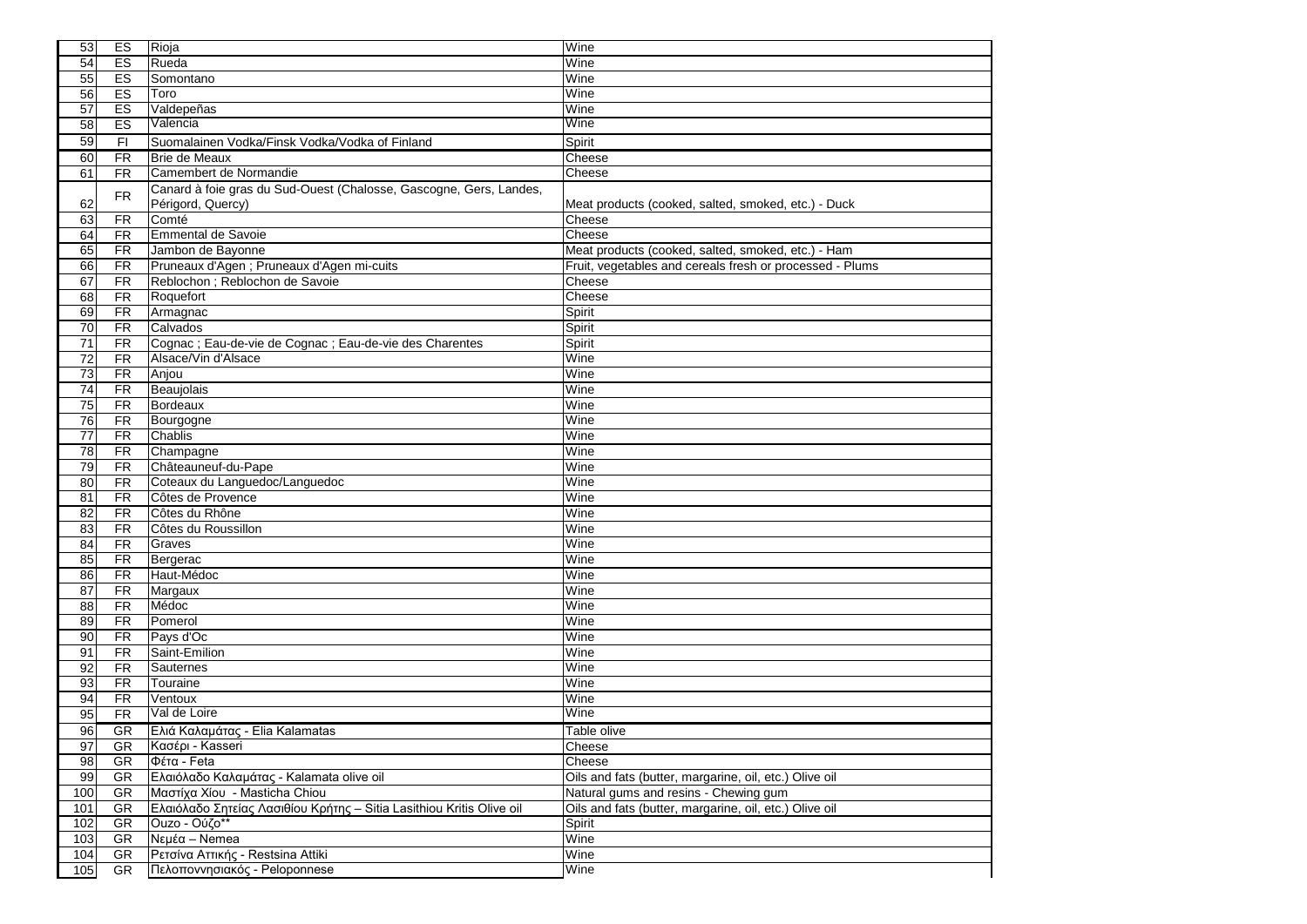| | | | |
|---|---|---|---|
| 53 | ES | Rioja | Wine |
| 54 | ES | Rueda | Wine |
| 55 | ES | Somontano | Wine |
| 56 | ES | Toro | Wine |
| 57 | ES | Valdepeñas | Wine |
| 58 | ES | Valencia | Wine |
| 59 | FI | Suomalainen Vodka/Finsk Vodka/Vodka of Finland | Spirit |
| 60 | FR | Brie de Meaux | Cheese |
| 61 | FR | Camembert de Normandie | Cheese |
| 62 | FR | Canard à foie gras du Sud-Ouest (Chalosse, Gascogne, Gers, Landes, Périgord, Quercy) | Meat products (cooked, salted, smoked, etc.) - Duck |
| 63 | FR | Comté | Cheese |
| 64 | FR | Emmental de Savoie | Cheese |
| 65 | FR | Jambon de Bayonne | Meat products (cooked, salted, smoked, etc.) - Ham |
| 66 | FR | Pruneaux d'Agen ; Pruneaux d'Agen mi-cuits | Fruit, vegetables and cereals fresh or processed - Plums |
| 67 | FR | Reblochon ; Reblochon de Savoie | Cheese |
| 68 | FR | Roquefort | Cheese |
| 69 | FR | Armagnac | Spirit |
| 70 | FR | Calvados | Spirit |
| 71 | FR | Cognac ; Eau-de-vie de Cognac ; Eau-de-vie des Charentes | Spirit |
| 72 | FR | Alsace/Vin d'Alsace | Wine |
| 73 | FR | Anjou | Wine |
| 74 | FR | Beaujolais | Wine |
| 75 | FR | Bordeaux | Wine |
| 76 | FR | Bourgogne | Wine |
| 77 | FR | Chablis | Wine |
| 78 | FR | Champagne | Wine |
| 79 | FR | Châteauneuf-du-Pape | Wine |
| 80 | FR | Coteaux du Languedoc/Languedoc | Wine |
| 81 | FR | Côtes de Provence | Wine |
| 82 | FR | Côtes du Rhône | Wine |
| 83 | FR | Côtes du Roussillon | Wine |
| 84 | FR | Graves | Wine |
| 85 | FR | Bergerac | Wine |
| 86 | FR | Haut-Médoc | Wine |
| 87 | FR | Margaux | Wine |
| 88 | FR | Médoc | Wine |
| 89 | FR | Pomerol | Wine |
| 90 | FR | Pays d'Oc | Wine |
| 91 | FR | Saint-Emilion | Wine |
| 92 | FR | Sauternes | Wine |
| 93 | FR | Touraine | Wine |
| 94 | FR | Ventoux | Wine |
| 95 | FR | Val de Loire | Wine |
| 96 | GR | Ελιά Καλαμάτας - Elia Kalamatas | Table olive |
| 97 | GR | Κασέρι - Kasseri | Cheese |
| 98 | GR | Φέτα - Feta | Cheese |
| 99 | GR | Ελαιόλαδο Καλαμάτας - Kalamata olive oil | Oils and fats (butter, margarine, oil, etc.) Olive oil |
| 100 | GR | Μαστίχα Χίου - Masticha Chiou | Natural gums and resins - Chewing gum |
| 101 | GR | Ελαιόλαδο Σητείας Λασιθίου Κρήτης – Sitia Lasithiou Kritis Olive oil | Oils and fats (butter, margarine, oil, etc.) Olive oil |
| 102 | GR | Ouzo - Ούζο** | Spirit |
| 103 | GR | Νεμέα – Nemea | Wine |
| 104 | GR | Ρετσίνα Αττικής - Restsina Attiki | Wine |
| 105 | GR | Πελοποννησιακός - Peloponnese | Wine |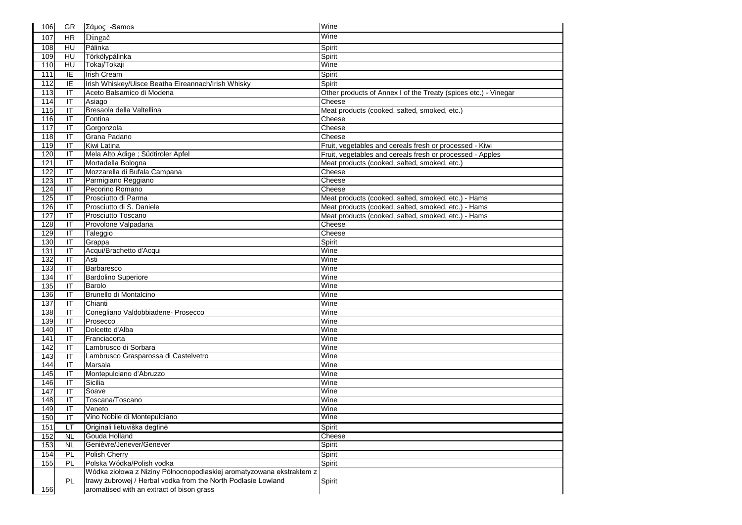| 106 | GR | Σάμος -Samos | Wine |
|---|---|---|---|
| 107 | HR | Dingač | Wine |
| 108 | HU | Pálinka | Spirit |
| 109 | HU | Törkölypálinka | Spirit |
| 110 | HU | Tokaj/Tokaji | Wine |
| 111 | IE | Irish Cream | Spirit |
| 112 | IE | Irish Whiskey/Uisce Beatha Eireannach/Irish Whisky | Spirit |
| 113 | IT | Aceto Balsamico di Modena | Other products of Annex I of the Treaty (spices etc.) - Vinegar |
| 114 | IT | Asiago | Cheese |
| 115 | IT | Bresaola della Valtellina | Meat products (cooked, salted, smoked, etc.) |
| 116 | IT | Fontina | Cheese |
| 117 | IT | Gorgonzola | Cheese |
| 118 | IT | Grana Padano | Cheese |
| 119 | IT | Kiwi Latina | Fruit, vegetables and cereals fresh or processed - Kiwi |
| 120 | IT | Mela Alto Adige ; Südtiroler Apfel | Fruit, vegetables and cereals fresh or processed - Apples |
| 121 | IT | Mortadella Bologna | Meat products (cooked, salted, smoked, etc.) |
| 122 | IT | Mozzarella di Bufala Campana | Cheese |
| 123 | IT | Parmigiano Reggiano | Cheese |
| 124 | IT | Pecorino Romano | Cheese |
| 125 | IT | Prosciutto di Parma | Meat products (cooked, salted, smoked, etc.) - Hams |
| 126 | IT | Prosciutto di S. Daniele | Meat products (cooked, salted, smoked, etc.) - Hams |
| 127 | IT | Prosciutto Toscano | Meat products (cooked, salted, smoked, etc.) - Hams |
| 128 | IT | Provolone Valpadana | Cheese |
| 129 | IT | Taleggio | Cheese |
| 130 | IT | Grappa | Spirit |
| 131 | IT | Acqui/Brachetto d'Acqui | Wine |
| 132 | IT | Asti | Wine |
| 133 | IT | Barbaresco | Wine |
| 134 | IT | Bardolino Superiore | Wine |
| 135 | IT | Barolo | Wine |
| 136 | IT | Brunello di Montalcino | Wine |
| 137 | IT | Chianti | Wine |
| 138 | IT | Conegliano Valdobbiadene- Prosecco | Wine |
| 139 | IT | Prosecco | Wine |
| 140 | IT | Dolcetto d'Alba | Wine |
| 141 | IT | Franciacorta | Wine |
| 142 | IT | Lambrusco di Sorbara | Wine |
| 143 | IT | Lambrusco Grasparossa di Castelvetro | Wine |
| 144 | IT | Marsala | Wine |
| 145 | IT | Montepulciano d'Abruzzo | Wine |
| 146 | IT | Sicilia | Wine |
| 147 | IT | Soave | Wine |
| 148 | IT | Toscana/Toscano | Wine |
| 149 | IT | Veneto | Wine |
| 150 | IT | Vino Nobile di Montepulciano | Wine |
| 151 | LT | Originali lietuviška degtinė | Spirit |
| 152 | NL | Gouda Holland | Cheese |
| 153 | NL | Genièvre/Jenever/Genever | Spirit |
| 154 | PL | Polish Cherry | Spirit |
| 155 | PL | Polska Wódka/Polish vodka | Spirit |
| 156 | PL | Wódka ziołowa z Niziny Północnopodlaskiej aromatyzowana ekstraktem z trawy żubrowej / Herbal vodka from the North Podlasie Lowland aromatised with an extract of bison grass | Spirit |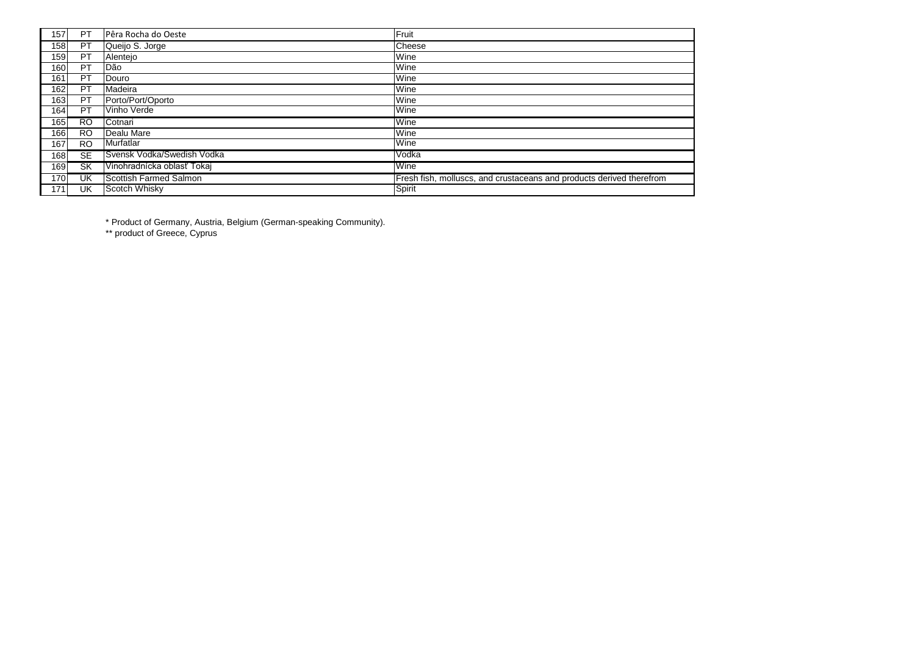| | | | |
|---|---|---|---|
| 157 | PT | Pêra Rocha do Oeste | Fruit |
| 158 | PT | Queijo S. Jorge | Cheese |
| 159 | PT | Alentejo | Wine |
| 160 | PT | Dão | Wine |
| 161 | PT | Douro | Wine |
| 162 | PT | Madeira | Wine |
| 163 | PT | Porto/Port/Oporto | Wine |
| 164 | PT | Vinho Verde | Wine |
| 165 | RO | Cotnari | Wine |
| 166 | RO | Dealu Mare | Wine |
| 167 | RO | Murfatlar | Wine |
| 168 | SE | Svensk Vodka/Swedish Vodka | Vodka |
| 169 | SK | Vinohradnícka oblasť Tokaj | Wine |
| 170 | UK | Scottish Farmed Salmon | Fresh fish, molluscs, and crustaceans and products derived therefrom |
| 171 | UK | Scotch Whisky | Spirit |

* Product of Germany, Austria, Belgium (German-speaking Community).

** product of Greece, Cyprus